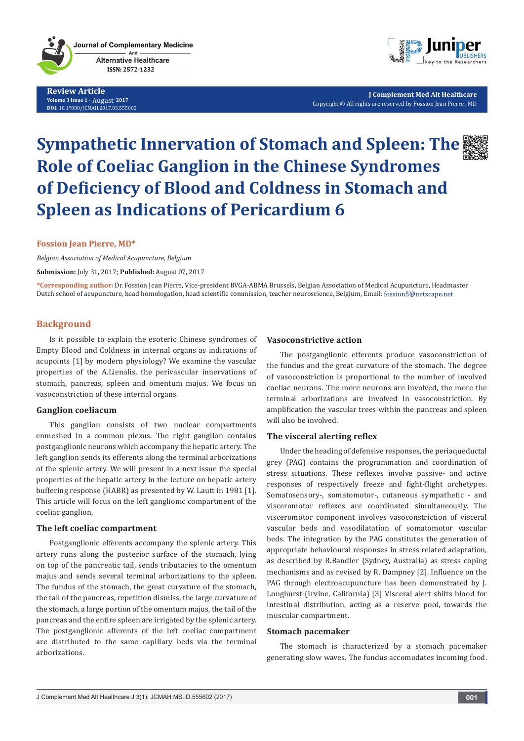Review Article

Volume 3 Issue 1 - August 2017

DOI: 10.19080/JCMAH.2017.03.555602

J Complement Med Alt Healthcare

Copyright © All rights are reserved by Fossion Jean Pierre , MD

# Sympathetic Innervation of Stomach and Spleen: The Role of Coeliac Ganglion in the Chinese Syndromes of Deficiency of Blood and Coldness in Stomach and Spleen as Indications of Pericardium 6

**Fossion Jean Pierre, MD***

*Belgian Association of Medical Acupuncture, Belgium*

**Submission:** July 31, 2017; **Published:** August 07, 2017

***Corresponding author:** Dr. Fossion Jean Pierre, Vice-president BVGA-ABMA Brussels, Belgian Association of Medical Acupuncture, Headmaster Dutch school of acupuncture, head homologation, head scientific commission, teacher neuroscience, Belgium, Email: fossion5@netscape.net

## Background

Is it possible to explain the esoteric Chinese syndromes of Empty Blood and Coldness in internal organs as indications of acupoints [1] by modern physiology? We examine the vascular properties of the A.Lienalis, the perivascular innervations of stomach, pancreas, spleen and omentum majus. We focus on vasoconstriction of these internal organs.

### Ganglion coeliacum

This ganglion consists of two nuclear compartments enmeshed in a common plexus. The right ganglion contains postganglionic neurons which accompany the hepatic artery. The left ganglion sends its efferents along the terminal arborizations of the splenic artery. We will present in a next issue the special properties of the hepatic artery in the lecture on hepatic artery buffering response (HABR) as presented by W. Lautt in 1981 [1]. This article will focus on the left ganglionic compartment of the coeliac ganglion.

### The left coeliac compartment

Postganglionic efferents accompany the splenic artery. This artery runs along the posterior surface of the stomach, lying on top of the pancreatic tail, sends tributaries to the omentum majus and sends several terminal arborizations to the spleen. The fundus of the stomach, the great curvature of the stomach, the tail of the pancreas, repetition dismiss, the large curvature of the stomach, a large portion of the omentum majus, the tail of the pancreas and the entire spleen are irrigated by the splenic artery. The postganglionic afferents of the left coeliac compartment are distributed to the same capillary beds via the terminal arborizations.

### Vasoconstrictive action

The postganglionic efferents produce vasoconstriction of the fundus and the great curvature of the stomach. The degree of vasoconstriction is proportional to the number of involved coeliac neurons. The more neurons are involved, the more the terminal arborizations are involved in vasoconstriction. By amplification the vascular trees within the pancreas and spleen will also be involved.

### The visceral alerting reflex

Under the heading of defensive responses, the periaqueductal grey (PAG) contains the programmation and coordination of stress situations. These reflexes involve passive- and active responses of respectively freeze and fight-flight archetypes. Somatosensory-, somatomotor-, cutaneous sympathetic - and visceromotor reflexes are coordinated simultaneously. The visceromotor component involves vasoconstriction of visceral vascular beds and vasodilatation of somatomotor vascular beds. The integration by the PAG constitutes the generation of appropriate behavioural responses in stress related adaptation, as described by R.Bandler (Sydney, Australia) as stress coping mechanisms and as revised by R. Dampney [2]. Influence on the PAG through electroacupuncture has been demonstrated by J. Longhurst (Irvine, California) [3] Visceral alert shifts blood for intestinal distribution, acting as a reserve pool, towards the muscular compartment.

### Stomach pacemaker

The stomach is characterized by a stomach pacemaker generating slow waves. The fundus accomodates incoming food.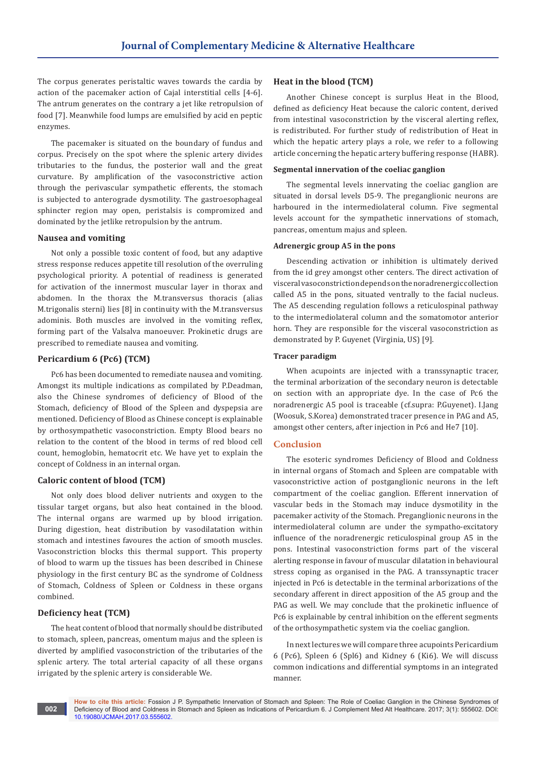The corpus generates peristaltic waves towards the cardia by action of the pacemaker action of Cajal interstitial cells [4-6]. The antrum generates on the contrary a jet like retropulsion of food [7]. Meanwhile food lumps are emulsified by acid en peptic enzymes.

The pacemaker is situated on the boundary of fundus and corpus. Precisely on the spot where the splenic artery divides tributaries to the fundus, the posterior wall and the great curvature. By amplification of the vasoconstrictive action through the perivascular sympathetic efferents, the stomach is subjected to anterograde dysmotility. The gastroesophageal sphincter region may open, peristalsis is compromized and dominated by the jetlike retropulsion by the antrum.

### Nausea and vomiting

Not only a possible toxic content of food, but any adaptive stress response reduces appetite till resolution of the overruling psychological priority. A potential of readiness is generated for activation of the innermost muscular layer in thorax and abdomen. In the thorax the M.transversus thoracis (alias M.trigonalis sterni) lies [8] in continuity with the M.transversus adominis. Both muscles are involved in the vomiting reflex, forming part of the Valsalva manoeuver. Prokinetic drugs are prescribed to remediate nausea and vomiting.

### Pericardium 6 (Pc6) (TCM)

Pc6 has been documented to remediate nausea and vomiting. Amongst its multiple indications as compilated by P.Deadman, also the Chinese syndromes of deficiency of Blood of the Stomach, deficiency of Blood of the Spleen and dyspepsia are mentioned. Deficiency of Blood as Chinese concept is explainable by orthosympathetic vasoconstriction. Empty Blood bears no relation to the content of the blood in terms of red blood cell count, hemoglobin, hematocrit etc. We have yet to explain the concept of Coldness in an internal organ.

### Caloric content of blood (TCM)

Not only does blood deliver nutrients and oxygen to the tissular target organs, but also heat contained in the blood. The internal organs are warmed up by blood irrigation. During digestion, heat distribution by vasodilatation within stomach and intestines favoures the action of smooth muscles. Vasoconstriction blocks this thermal support. This property of blood to warm up the tissues has been described in Chinese physiology in the first century BC as the syndrome of Coldness of Stomach, Coldness of Spleen or Coldness in these organs combined.

### Deficiency heat (TCM)

The heat content of blood that normally should be distributed to stomach, spleen, pancreas, omentum majus and the spleen is diverted by amplified vasoconstriction of the tributaries of the splenic artery. The total arterial capacity of all these organs irrigated by the splenic artery is considerable We.

### Heat in the blood (TCM)

Another Chinese concept is surplus Heat in the Blood, defined as deficiency Heat because the caloric content, derived from intestinal vasoconstriction by the visceral alerting reflex, is redistributed. For further study of redistribution of Heat in which the hepatic artery plays a role, we refer to a following article concerning the hepatic artery buffering response (HABR).

#### Segmental innervation of the coeliac ganglion

The segmental levels innervating the coeliac ganglion are situated in dorsal levels D5-9. The preganglionic neurons are harboured in the intermediolateral column. Five segmental levels account for the sympathetic innervations of stomach, pancreas, omentum majus and spleen.

#### Adrenergic group A5 in the pons

Descending activation or inhibition is ultimately derived from the id grey amongst other centers. The direct activation of visceral vasoconstriction depends on the noradrenergic collection called A5 in the pons, situated ventrally to the facial nucleus. The A5 descending regulation follows a reticulospinal pathway to the intermediolateral column and the somatomotor anterior horn. They are responsible for the visceral vasoconstriction as demonstrated by P. Guyenet (Virginia, US) [9].

#### Tracer paradigm

When acupoints are injected with a transsynaptic tracer, the terminal arborization of the secondary neuron is detectable on section with an appropriate dye. In the case of Pc6 the noradrenergic A5 pool is traceable (cf.supra: P.Guyenet). I.Jang (Woosuk, S.Korea) demonstrated tracer presence in PAG and A5, amongst other centers, after injection in Pc6 and He7 [10].

## Conclusion

The esoteric syndromes Deficiency of Blood and Coldness in internal organs of Stomach and Spleen are compatable with vasoconstrictive action of postganglionic neurons in the left compartment of the coeliac ganglion. Efferent innervation of vascular beds in the Stomach may induce dysmotility in the pacemaker activity of the Stomach. Preganglionic neurons in the intermediolateral column are under the sympatho-excitatory influence of the noradrenergic reticulospinal group A5 in the pons. Intestinal vasoconstriction forms part of the visceral alerting response in favour of muscular dilatation in behavioural stress coping as organised in the PAG. A transsynaptic tracer injected in Pc6 is detectable in the terminal arborizations of the secondary afferent in direct apposition of the A5 group and the PAG as well. We may conclude that the prokinetic influence of Pc6 is explainable by central inhibition on the efferent segments of the orthosympathetic system via the coeliac ganglion.

In next lectures we will compare three acupoints Pericardium 6 (Pc6), Spleen 6 (Spl6) and Kidney 6 (Ki6). We will discuss common indications and differential symptoms in an integrated manner.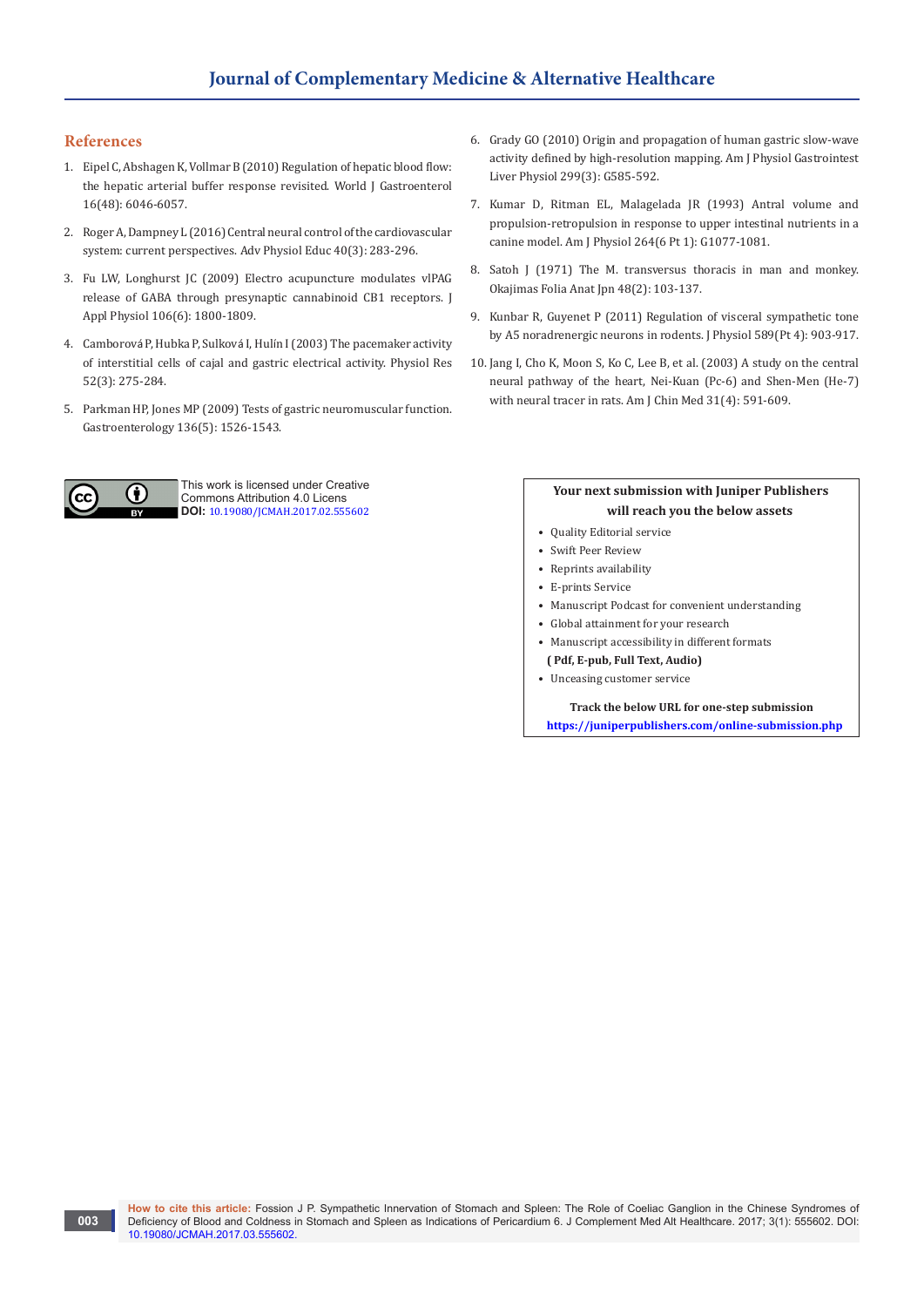## References

1. Eipel C, Abshagen K, Vollmar B (2010) Regulation of hepatic blood flow: the hepatic arterial buffer response revisited. World J Gastroenterol 16(48): 6046-6057.

2. Roger A, Dampney L (2016) Central neural control of the cardiovascular system: current perspectives. Adv Physiol Educ 40(3): 283-296.

3. Fu LW, Longhurst JC (2009) Electro acupuncture modulates vlPAG release of GABA through presynaptic cannabinoid CB1 receptors. J Appl Physiol 106(6): 1800-1809.

4. Camborová P, Hubka P, Sulková I, Hulín I (2003) The pacemaker activity of interstitial cells of cajal and gastric electrical activity. Physiol Res 52(3): 275-284.

5. Parkman HP, Jones MP (2009) Tests of gastric neuromuscular function. Gastroenterology 136(5): 1526-1543.

6. Grady GO (2010) Origin and propagation of human gastric slow-wave activity defined by high-resolution mapping. Am J Physiol Gastrointest Liver Physiol 299(3): G585-592.

7. Kumar D, Ritman EL, Malagelada JR (1993) Antral volume and propulsion-retropulsion in response to upper intestinal nutrients in a canine model. Am J Physiol 264(6 Pt 1): G1077-1081.

8. Satoh J (1971) The M. transversus thoracis in man and monkey. Okajimas Folia Anat Jpn 48(2): 103-137.

9. Kunbar R, Guyenet P (2011) Regulation of visceral sympathetic tone by A5 noradrenergic neurons in rodents. J Physiol 589(Pt 4): 903-917.

10. Jang I, Cho K, Moon S, Ko C, Lee B, et al. (2003) A study on the central neural pathway of the heart, Nei-Kuan (Pc-6) and Shen-Men (He-7) with neural tracer in rats. Am J Chin Med 31(4): 591-609.

This work is licensed under Creative Commons Attribution 4.0 Licens
**DOI:** 10.19080/JCMAH.2017.02.555602

**Your next submission with Juniper Publishers will reach you the below assets**

- Quality Editorial service
- Swift Peer Review
- Reprints availability
- E-prints Service
- Manuscript Podcast for convenient understanding
- Global attainment for your research
- Manuscript accessibility in different formats

  **( Pdf, E-pub, Full Text, Audio)**
- Unceasing customer service

**Track the below URL for one-step submission**
**https://juniperpublishers.com/online-submission.php**